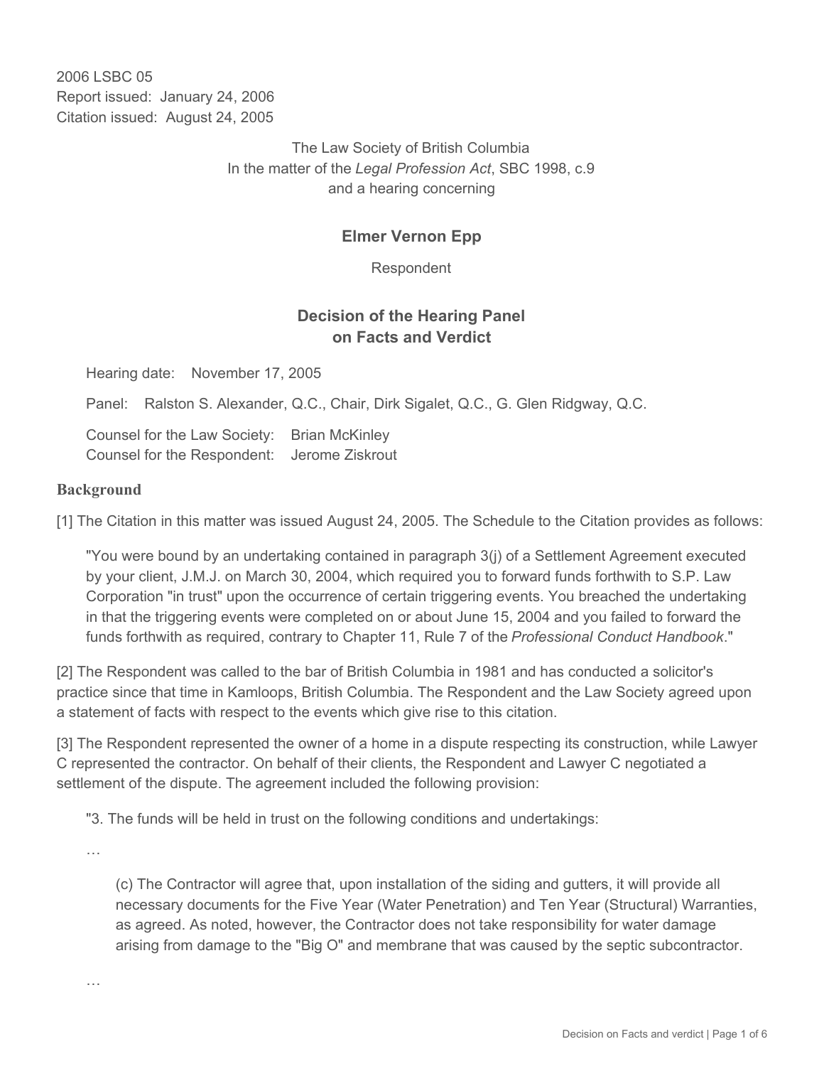2006 LSBC 05
Report issued: January 24, 2006
Citation issued: August 24, 2005

The Law Society of British Columbia
In the matter of the *Legal Profession Act*, SBC 1998, c.9
and a hearing concerning

## Elmer Vernon Epp

Respondent

## Decision of the Hearing Panel on Facts and Verdict

Hearing date: November 17, 2005

Panel: Ralston S. Alexander, Q.C., Chair, Dirk Sigalet, Q.C., G. Glen Ridgway, Q.C.

Counsel for the Law Society: Brian McKinley
Counsel for the Respondent: Jerome Ziskrout

### Background

[1] The Citation in this matter was issued August 24, 2005. The Schedule to the Citation provides as follows:

> "You were bound by an undertaking contained in paragraph 3(j) of a Settlement Agreement executed by your client, J.M.J. on March 30, 2004, which required you to forward funds forthwith to S.P. Law Corporation "in trust" upon the occurrence of certain triggering events. You breached the undertaking in that the triggering events were completed on or about June 15, 2004 and you failed to forward the funds forthwith as required, contrary to Chapter 11, Rule 7 of the *Professional Conduct Handbook*."

[2] The Respondent was called to the bar of British Columbia in 1981 and has conducted a solicitor's practice since that time in Kamloops, British Columbia. The Respondent and the Law Society agreed upon a statement of facts with respect to the events which give rise to this citation.

[3] The Respondent represented the owner of a home in a dispute respecting its construction, while Lawyer C represented the contractor. On behalf of their clients, the Respondent and Lawyer C negotiated a settlement of the dispute. The agreement included the following provision:

> "3. The funds will be held in trust on the following conditions and undertakings:
>
> …
>
> (c) The Contractor will agree that, upon installation of the siding and gutters, it will provide all necessary documents for the Five Year (Water Penetration) and Ten Year (Structural) Warranties, as agreed. As noted, however, the Contractor does not take responsibility for water damage arising from damage to the "Big O" and membrane that was caused by the septic subcontractor.
>
> …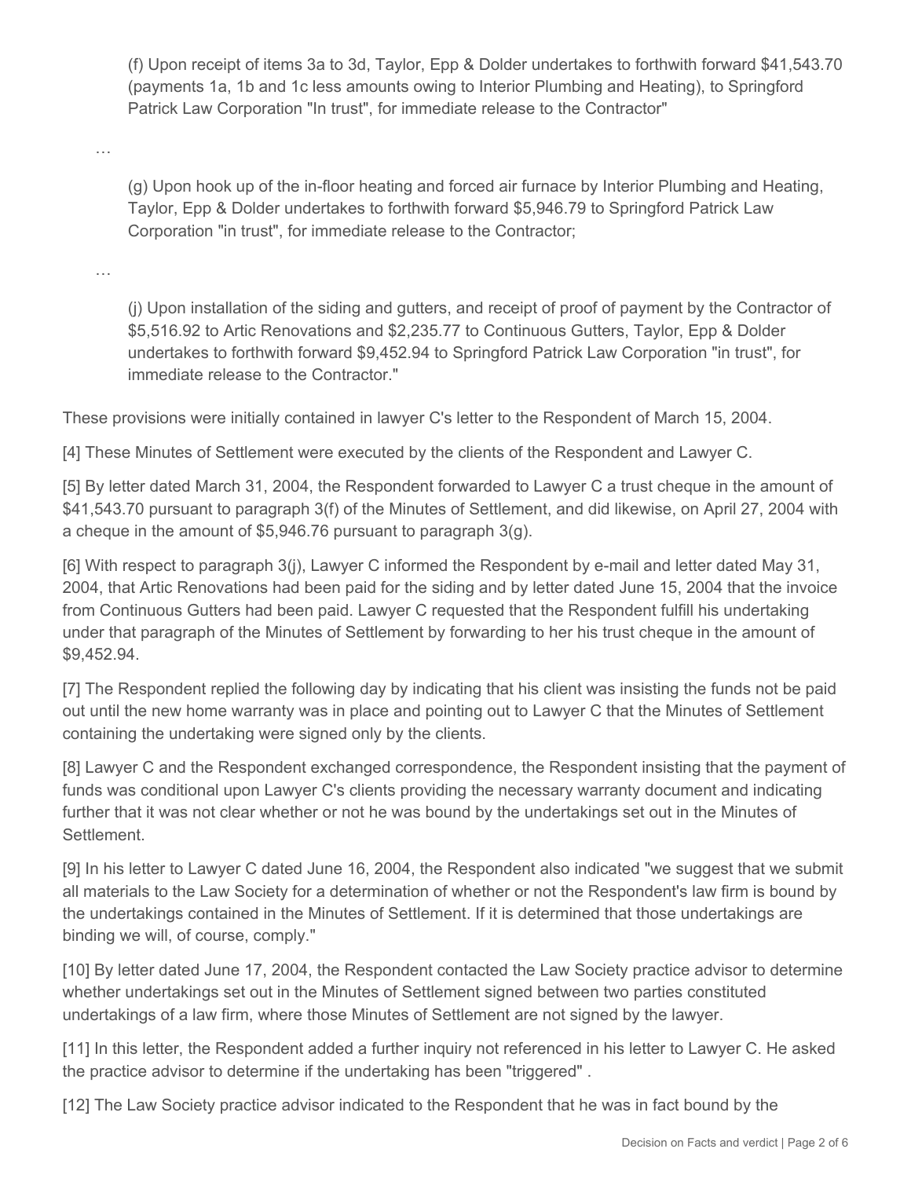(f) Upon receipt of items 3a to 3d, Taylor, Epp & Dolder undertakes to forthwith forward $41,543.70 (payments 1a, 1b and 1c less amounts owing to Interior Plumbing and Heating), to Springford Patrick Law Corporation "In trust", for immediate release to the Contractor"

…

(g) Upon hook up of the in-floor heating and forced air furnace by Interior Plumbing and Heating, Taylor, Epp & Dolder undertakes to forthwith forward $5,946.79 to Springford Patrick Law Corporation "in trust", for immediate release to the Contractor;

…

(j) Upon installation of the siding and gutters, and receipt of proof of payment by the Contractor of $5,516.92 to Artic Renovations and $2,235.77 to Continuous Gutters, Taylor, Epp & Dolder undertakes to forthwith forward $9,452.94 to Springford Patrick Law Corporation "in trust", for immediate release to the Contractor."

These provisions were initially contained in lawyer C's letter to the Respondent of March 15, 2004.

[4] These Minutes of Settlement were executed by the clients of the Respondent and Lawyer C.

[5] By letter dated March 31, 2004, the Respondent forwarded to Lawyer C a trust cheque in the amount of $41,543.70 pursuant to paragraph 3(f) of the Minutes of Settlement, and did likewise, on April 27, 2004 with a cheque in the amount of $5,946.76 pursuant to paragraph 3(g).

[6] With respect to paragraph 3(j), Lawyer C informed the Respondent by e-mail and letter dated May 31, 2004, that Artic Renovations had been paid for the siding and by letter dated June 15, 2004 that the invoice from Continuous Gutters had been paid. Lawyer C requested that the Respondent fulfill his undertaking under that paragraph of the Minutes of Settlement by forwarding to her his trust cheque in the amount of $9,452.94.

[7] The Respondent replied the following day by indicating that his client was insisting the funds not be paid out until the new home warranty was in place and pointing out to Lawyer C that the Minutes of Settlement containing the undertaking were signed only by the clients.

[8] Lawyer C and the Respondent exchanged correspondence, the Respondent insisting that the payment of funds was conditional upon Lawyer C's clients providing the necessary warranty document and indicating further that it was not clear whether or not he was bound by the undertakings set out in the Minutes of Settlement.

[9] In his letter to Lawyer C dated June 16, 2004, the Respondent also indicated "we suggest that we submit all materials to the Law Society for a determination of whether or not the Respondent's law firm is bound by the undertakings contained in the Minutes of Settlement. If it is determined that those undertakings are binding we will, of course, comply."

[10] By letter dated June 17, 2004, the Respondent contacted the Law Society practice advisor to determine whether undertakings set out in the Minutes of Settlement signed between two parties constituted undertakings of a law firm, where those Minutes of Settlement are not signed by the lawyer.

[11] In this letter, the Respondent added a further inquiry not referenced in his letter to Lawyer C. He asked the practice advisor to determine if the undertaking has been "triggered" .

[12] The Law Society practice advisor indicated to the Respondent that he was in fact bound by the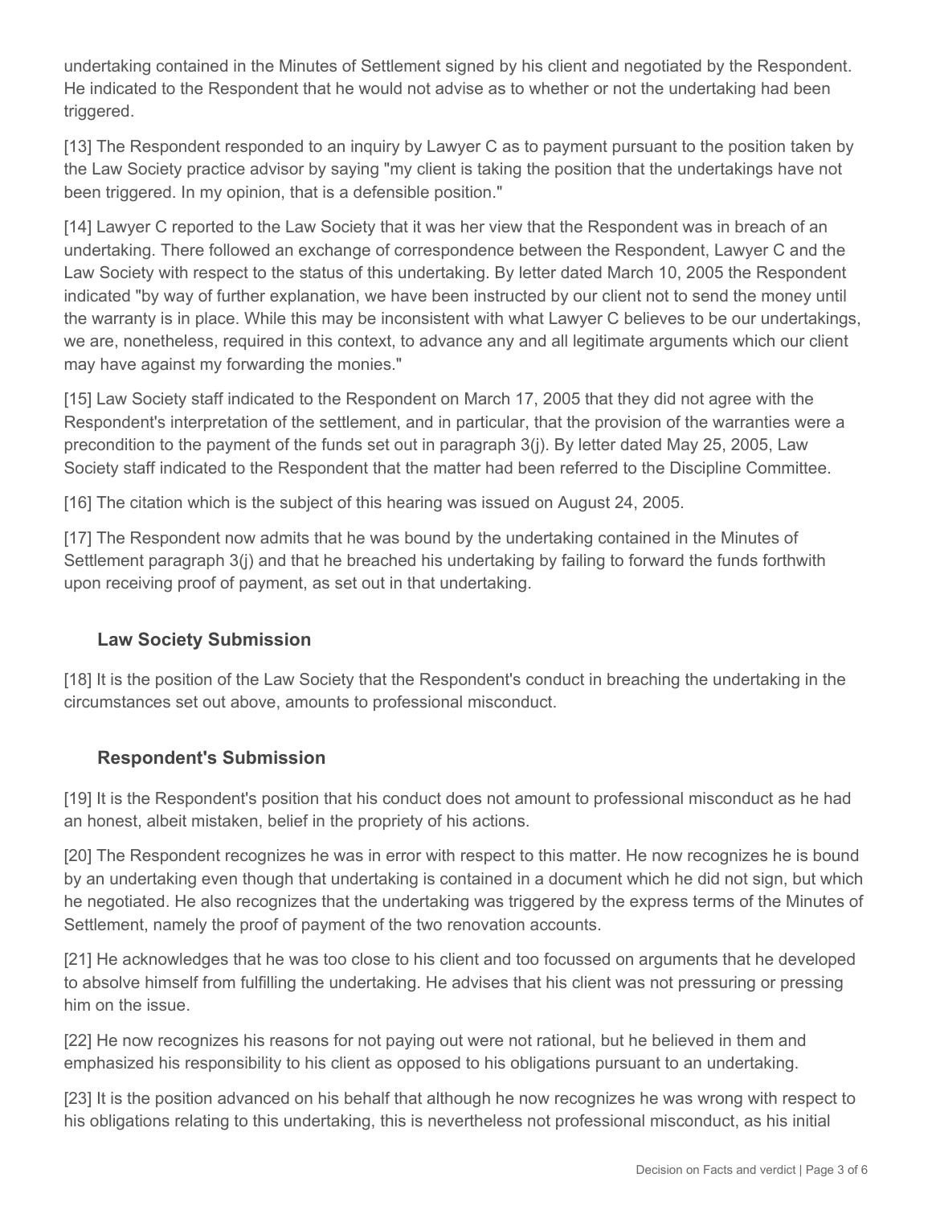undertaking contained in the Minutes of Settlement signed by his client and negotiated by the Respondent. He indicated to the Respondent that he would not advise as to whether or not the undertaking had been triggered.

[13] The Respondent responded to an inquiry by Lawyer C as to payment pursuant to the position taken by the Law Society practice advisor by saying "my client is taking the position that the undertakings have not been triggered. In my opinion, that is a defensible position."

[14] Lawyer C reported to the Law Society that it was her view that the Respondent was in breach of an undertaking. There followed an exchange of correspondence between the Respondent, Lawyer C and the Law Society with respect to the status of this undertaking. By letter dated March 10, 2005 the Respondent indicated "by way of further explanation, we have been instructed by our client not to send the money until the warranty is in place. While this may be inconsistent with what Lawyer C believes to be our undertakings, we are, nonetheless, required in this context, to advance any and all legitimate arguments which our client may have against my forwarding the monies."

[15] Law Society staff indicated to the Respondent on March 17, 2005 that they did not agree with the Respondent's interpretation of the settlement, and in particular, that the provision of the warranties were a precondition to the payment of the funds set out in paragraph 3(j). By letter dated May 25, 2005, Law Society staff indicated to the Respondent that the matter had been referred to the Discipline Committee.

[16] The citation which is the subject of this hearing was issued on August 24, 2005.

[17] The Respondent now admits that he was bound by the undertaking contained in the Minutes of Settlement paragraph 3(j) and that he breached his undertaking by failing to forward the funds forthwith upon receiving proof of payment, as set out in that undertaking.

### Law Society Submission

[18] It is the position of the Law Society that the Respondent's conduct in breaching the undertaking in the circumstances set out above, amounts to professional misconduct.

### Respondent's Submission

[19] It is the Respondent's position that his conduct does not amount to professional misconduct as he had an honest, albeit mistaken, belief in the propriety of his actions.

[20] The Respondent recognizes he was in error with respect to this matter. He now recognizes he is bound by an undertaking even though that undertaking is contained in a document which he did not sign, but which he negotiated. He also recognizes that the undertaking was triggered by the express terms of the Minutes of Settlement, namely the proof of payment of the two renovation accounts.

[21] He acknowledges that he was too close to his client and too focussed on arguments that he developed to absolve himself from fulfilling the undertaking. He advises that his client was not pressuring or pressing him on the issue.

[22] He now recognizes his reasons for not paying out were not rational, but he believed in them and emphasized his responsibility to his client as opposed to his obligations pursuant to an undertaking.

[23] It is the position advanced on his behalf that although he now recognizes he was wrong with respect to his obligations relating to this undertaking, this is nevertheless not professional misconduct, as his initial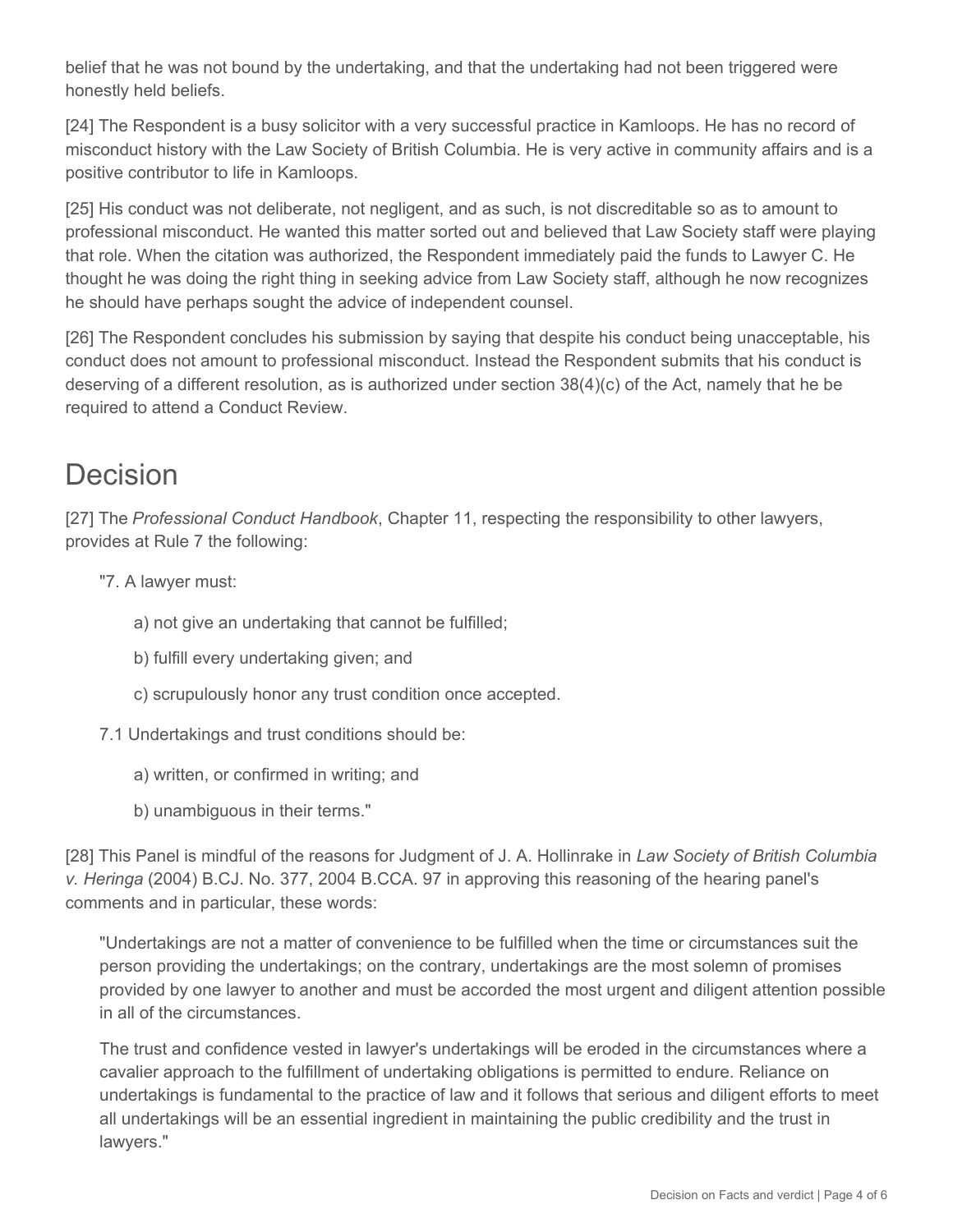belief that he was not bound by the undertaking, and that the undertaking had not been triggered were honestly held beliefs.

[24] The Respondent is a busy solicitor with a very successful practice in Kamloops. He has no record of misconduct history with the Law Society of British Columbia. He is very active in community affairs and is a positive contributor to life in Kamloops.

[25] His conduct was not deliberate, not negligent, and as such, is not discreditable so as to amount to professional misconduct. He wanted this matter sorted out and believed that Law Society staff were playing that role. When the citation was authorized, the Respondent immediately paid the funds to Lawyer C. He thought he was doing the right thing in seeking advice from Law Society staff, although he now recognizes he should have perhaps sought the advice of independent counsel.

[26] The Respondent concludes his submission by saying that despite his conduct being unacceptable, his conduct does not amount to professional misconduct. Instead the Respondent submits that his conduct is deserving of a different resolution, as is authorized under section 38(4)(c) of the Act, namely that he be required to attend a Conduct Review.

# Decision

[27] The *Professional Conduct Handbook*, Chapter 11, respecting the responsibility to other lawyers, provides at Rule 7 the following:

> "7. A lawyer must:
>
> > a) not give an undertaking that cannot be fulfilled;
> >
> > b) fulfill every undertaking given; and
> >
> > c) scrupulously honor any trust condition once accepted.
>
> 7.1 Undertakings and trust conditions should be:
>
> > a) written, or confirmed in writing; and
> >
> > b) unambiguous in their terms."

[28] This Panel is mindful of the reasons for Judgment of J. A. Hollinrake in *Law Society of British Columbia v. Heringa* (2004) B.CJ. No. 377, 2004 B.CCA. 97 in approving this reasoning of the hearing panel's comments and in particular, these words:

> "Undertakings are not a matter of convenience to be fulfilled when the time or circumstances suit the person providing the undertakings; on the contrary, undertakings are the most solemn of promises provided by one lawyer to another and must be accorded the most urgent and diligent attention possible in all of the circumstances.
>
> The trust and confidence vested in lawyer's undertakings will be eroded in the circumstances where a cavalier approach to the fulfillment of undertaking obligations is permitted to endure. Reliance on undertakings is fundamental to the practice of law and it follows that serious and diligent efforts to meet all undertakings will be an essential ingredient in maintaining the public credibility and the trust in lawyers."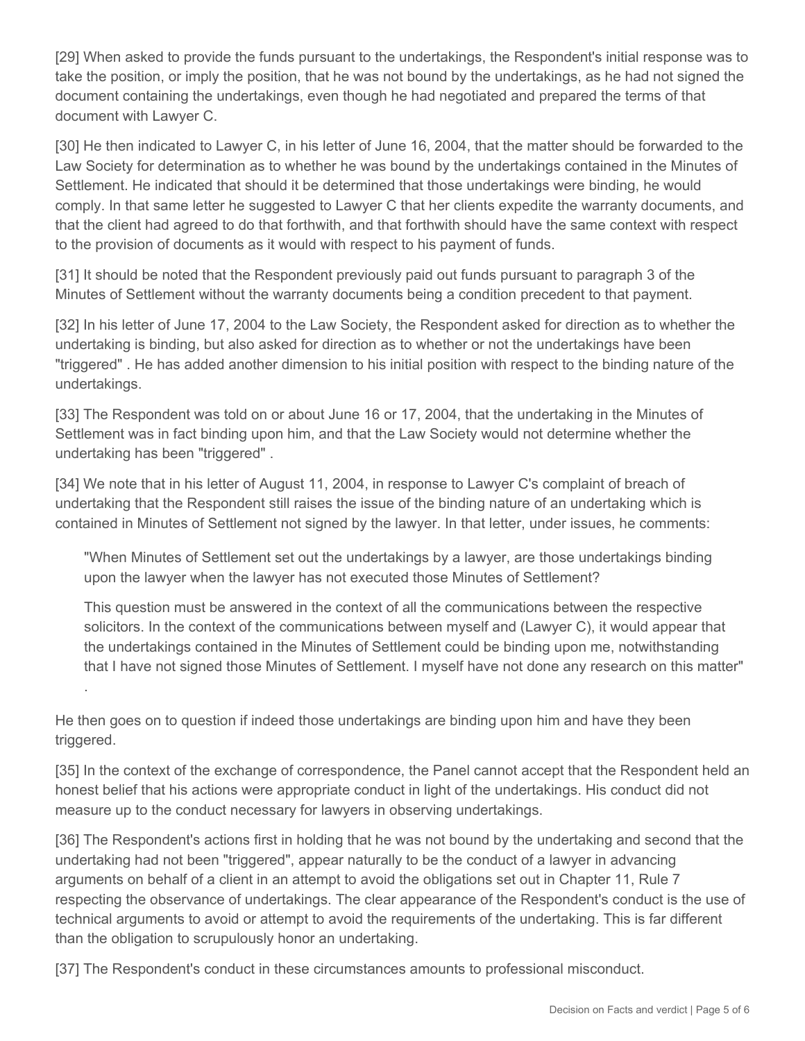[29] When asked to provide the funds pursuant to the undertakings, the Respondent's initial response was to take the position, or imply the position, that he was not bound by the undertakings, as he had not signed the document containing the undertakings, even though he had negotiated and prepared the terms of that document with Lawyer C.

[30] He then indicated to Lawyer C, in his letter of June 16, 2004, that the matter should be forwarded to the Law Society for determination as to whether he was bound by the undertakings contained in the Minutes of Settlement. He indicated that should it be determined that those undertakings were binding, he would comply. In that same letter he suggested to Lawyer C that her clients expedite the warranty documents, and that the client had agreed to do that forthwith, and that forthwith should have the same context with respect to the provision of documents as it would with respect to his payment of funds.

[31] It should be noted that the Respondent previously paid out funds pursuant to paragraph 3 of the Minutes of Settlement without the warranty documents being a condition precedent to that payment.

[32] In his letter of June 17, 2004 to the Law Society, the Respondent asked for direction as to whether the undertaking is binding, but also asked for direction as to whether or not the undertakings have been "triggered" . He has added another dimension to his initial position with respect to the binding nature of the undertakings.

[33] The Respondent was told on or about June 16 or 17, 2004, that the undertaking in the Minutes of Settlement was in fact binding upon him, and that the Law Society would not determine whether the undertaking has been "triggered" .

[34] We note that in his letter of August 11, 2004, in response to Lawyer C's complaint of breach of undertaking that the Respondent still raises the issue of the binding nature of an undertaking which is contained in Minutes of Settlement not signed by the lawyer. In that letter, under issues, he comments:

> "When Minutes of Settlement set out the undertakings by a lawyer, are those undertakings binding upon the lawyer when the lawyer has not executed those Minutes of Settlement?
>
> This question must be answered in the context of all the communications between the respective solicitors. In the context of the communications between myself and (Lawyer C), it would appear that the undertakings contained in the Minutes of Settlement could be binding upon me, notwithstanding that I have not signed those Minutes of Settlement. I myself have not done any research on this matter" .

He then goes on to question if indeed those undertakings are binding upon him and have they been triggered.

[35] In the context of the exchange of correspondence, the Panel cannot accept that the Respondent held an honest belief that his actions were appropriate conduct in light of the undertakings. His conduct did not measure up to the conduct necessary for lawyers in observing undertakings.

[36] The Respondent's actions first in holding that he was not bound by the undertaking and second that the undertaking had not been "triggered", appear naturally to be the conduct of a lawyer in advancing arguments on behalf of a client in an attempt to avoid the obligations set out in Chapter 11, Rule 7 respecting the observance of undertakings. The clear appearance of the Respondent's conduct is the use of technical arguments to avoid or attempt to avoid the requirements of the undertaking. This is far different than the obligation to scrupulously honor an undertaking.

[37] The Respondent's conduct in these circumstances amounts to professional misconduct.